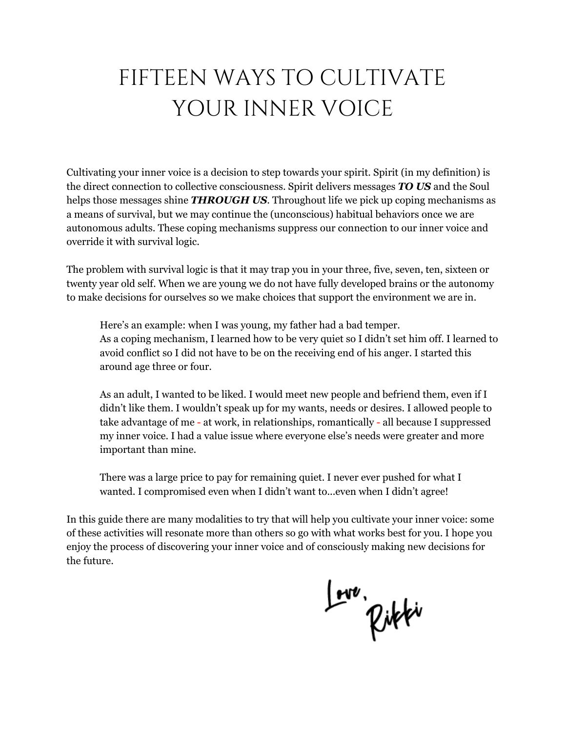# FIFTEEN WAYS TO CULTIVATE YOUR INNER VOICE

Cultivating your inner voice is a decision to step towards your spirit. Spirit (in my definition) is the direct connection to collective consciousness. Spirit delivers messages ***TO US*** and the Soul helps those messages shine ***THROUGH US***. Throughout life we pick up coping mechanisms as a means of survival, but we may continue the (unconscious) habitual behaviors once we are autonomous adults. These coping mechanisms suppress our connection to our inner voice and override it with survival logic.

The problem with survival logic is that it may trap you in your three, five, seven, ten, sixteen or twenty year old self. When we are young we do not have fully developed brains or the autonomy to make decisions for ourselves so we make choices that support the environment we are in.

> Here's an example: when I was young, my father had a bad temper.
> As a coping mechanism, I learned how to be very quiet so I didn't set him off. I learned to avoid conflict so I did not have to be on the receiving end of his anger. I started this around age three or four.
>
> As an adult, I wanted to be liked. I would meet new people and befriend them, even if I didn't like them. I wouldn't speak up for my wants, needs or desires. I allowed people to take advantage of me - at work, in relationships, romantically - all because I suppressed my inner voice. I had a value issue where everyone else's needs were greater and more important than mine.
>
> There was a large price to pay for remaining quiet. I never ever pushed for what I wanted. I compromised even when I didn't want to...even when I didn't agree!

In this guide there are many modalities to try that will help you cultivate your inner voice: some of these activities will resonate more than others so go with what works best for you. I hope you enjoy the process of discovering your inner voice and of consciously making new decisions for the future.

Love,
Rikki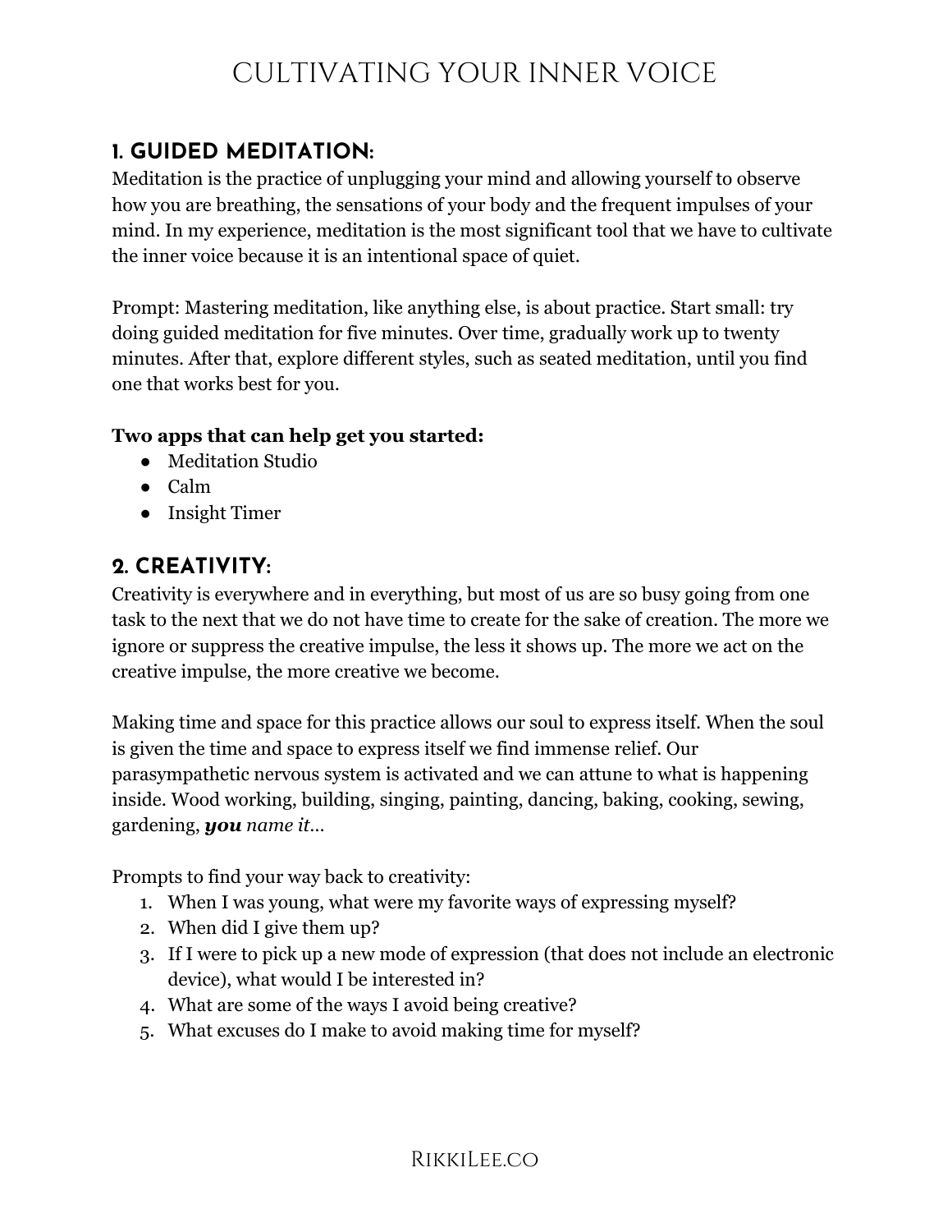# CULTIVATING YOUR INNER VOICE

## 1. GUIDED MEDITATION:

Meditation is the practice of unplugging your mind and allowing yourself to observe how you are breathing, the sensations of your body and the frequent impulses of your mind. In my experience, meditation is the most significant tool that we have to cultivate the inner voice because it is an intentional space of quiet.

Prompt: Mastering meditation, like anything else, is about practice. Start small: try doing guided meditation for five minutes. Over time, gradually work up to twenty minutes. After that, explore different styles, such as seated meditation, until you find one that works best for you.

**Two apps that can help get you started:**

- Meditation Studio
- Calm
- Insight Timer

## 2. CREATIVITY:

Creativity is everywhere and in everything, but most of us are so busy going from one task to the next that we do not have time to create for the sake of creation. The more we ignore or suppress the creative impulse, the less it shows up. The more we act on the creative impulse, the more creative we become.

Making time and space for this practice allows our soul to express itself. When the soul is given the time and space to express itself we find immense relief. Our parasympathetic nervous system is activated and we can attune to what is happening inside. Wood working, building, singing, painting, dancing, baking, cooking, sewing, gardening, ***you*** *name it…*

Prompts to find your way back to creativity:

1. When I was young, what were my favorite ways of expressing myself?
2. When did I give them up?
3. If I were to pick up a new mode of expression (that does not include an electronic device), what would I be interested in?
4. What are some of the ways I avoid being creative?
5. What excuses do I make to avoid making time for myself?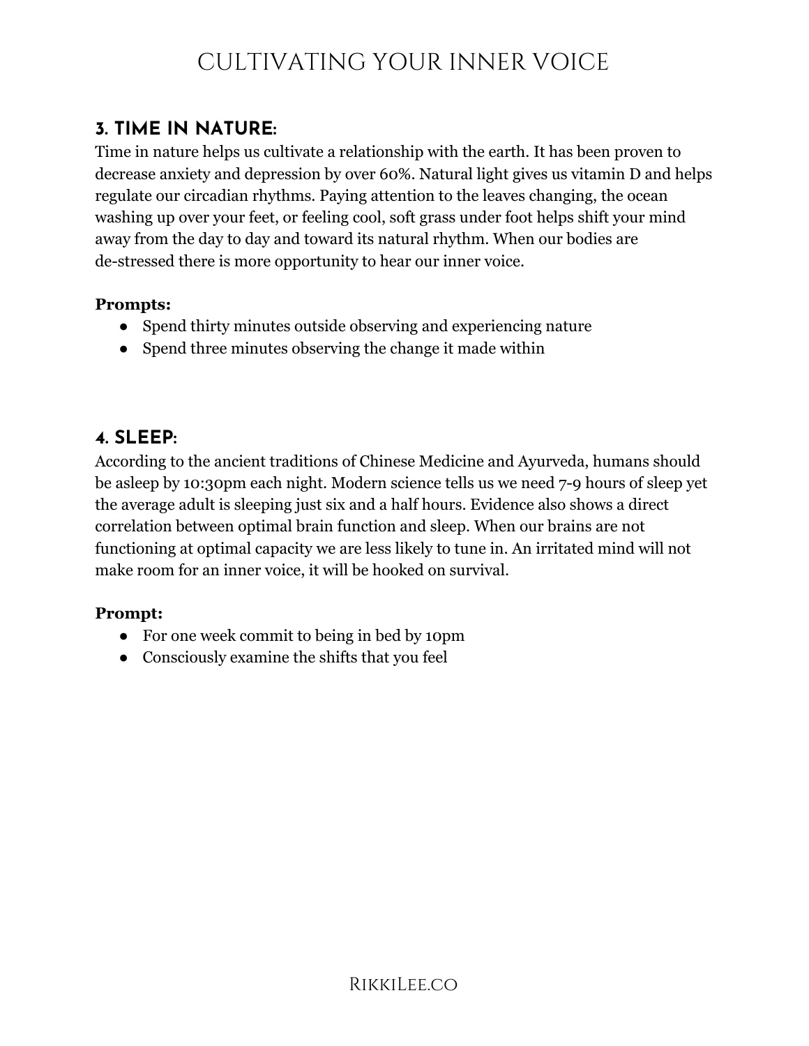## 3. TIME IN NATURE:

Time in nature helps us cultivate a relationship with the earth. It has been proven to decrease anxiety and depression by over 60%. Natural light gives us vitamin D and helps regulate our circadian rhythms. Paying attention to the leaves changing, the ocean washing up over your feet, or feeling cool, soft grass under foot helps shift your mind away from the day to day and toward its natural rhythm. When our bodies are de-stressed there is more opportunity to hear our inner voice.

**Prompts:**

- Spend thirty minutes outside observing and experiencing nature
- Spend three minutes observing the change it made within

## 4. SLEEP:

According to the ancient traditions of Chinese Medicine and Ayurveda, humans should be asleep by 10:30pm each night. Modern science tells us we need 7-9 hours of sleep yet the average adult is sleeping just six and a half hours. Evidence also shows a direct correlation between optimal brain function and sleep. When our brains are not functioning at optimal capacity we are less likely to tune in. An irritated mind will not make room for an inner voice, it will be hooked on survival.

**Prompt:**

- For one week commit to being in bed by 10pm
- Consciously examine the shifts that you feel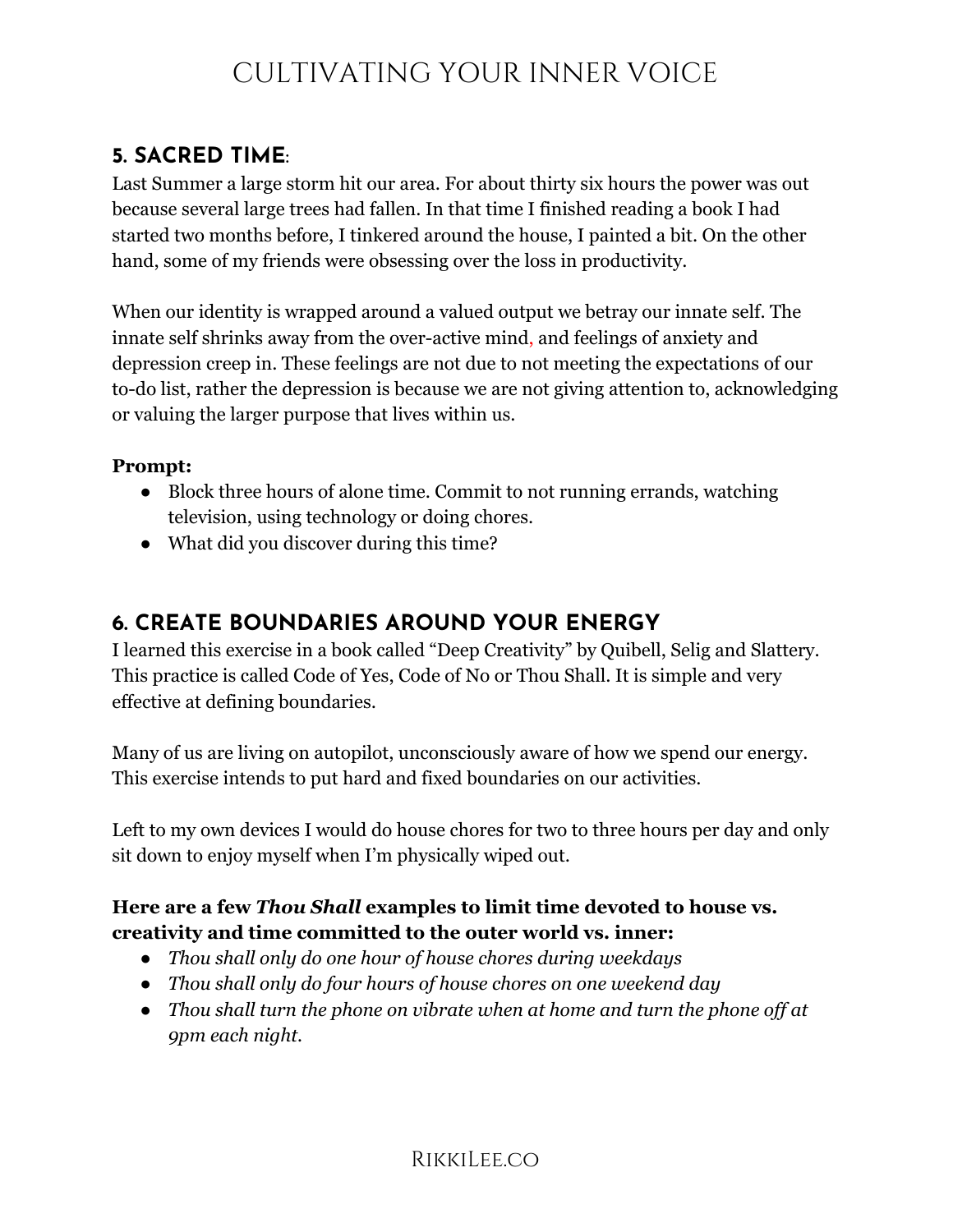## 5. SACRED TIME:

Last Summer a large storm hit our area. For about thirty six hours the power was out because several large trees had fallen. In that time I finished reading a book I had started two months before, I tinkered around the house, I painted a bit. On the other hand, some of my friends were obsessing over the loss in productivity.

When our identity is wrapped around a valued output we betray our innate self. The innate self shrinks away from the over-active mind, and feelings of anxiety and depression creep in. These feelings are not due to not meeting the expectations of our to-do list, rather the depression is because we are not giving attention to, acknowledging or valuing the larger purpose that lives within us.

**Prompt:**

- Block three hours of alone time. Commit to not running errands, watching television, using technology or doing chores.
- What did you discover during this time?

## 6. CREATE BOUNDARIES AROUND YOUR ENERGY

I learned this exercise in a book called "Deep Creativity" by Quibell, Selig and Slattery. This practice is called Code of Yes, Code of No or Thou Shall. It is simple and very effective at defining boundaries.

Many of us are living on autopilot, unconsciously aware of how we spend our energy. This exercise intends to put hard and fixed boundaries on our activities.

Left to my own devices I would do house chores for two to three hours per day and only sit down to enjoy myself when I'm physically wiped out.

**Here are a few *Thou Shall* examples to limit time devoted to house vs. creativity and time committed to the outer world vs. inner:**

- *Thou shall only do one hour of house chores during weekdays*
- *Thou shall only do four hours of house chores on one weekend day*
- *Thou shall turn the phone on vibrate when at home and turn the phone off at 9pm each night.*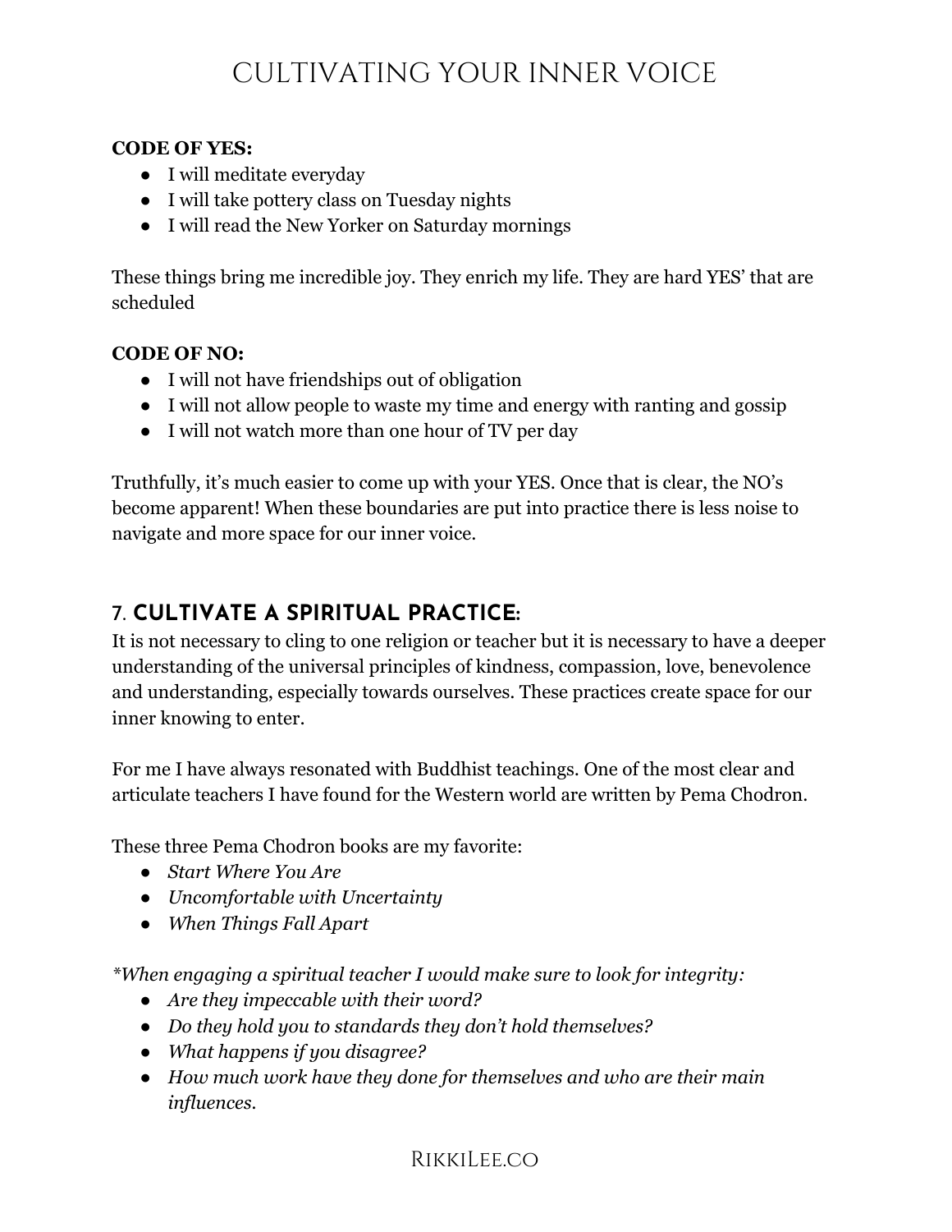**CODE OF YES:**

- I will meditate everyday
- I will take pottery class on Tuesday nights
- I will read the New Yorker on Saturday mornings

These things bring me incredible joy. They enrich my life. They are hard YES' that are scheduled

**CODE OF NO:**

- I will not have friendships out of obligation
- I will not allow people to waste my time and energy with ranting and gossip
- I will not watch more than one hour of TV per day

Truthfully, it's much easier to come up with your YES. Once that is clear, the NO's become apparent! When these boundaries are put into practice there is less noise to navigate and more space for our inner voice.

## 7. **CULTIVATE A SPIRITUAL PRACTICE:**

It is not necessary to cling to one religion or teacher but it is necessary to have a deeper understanding of the universal principles of kindness, compassion, love, benevolence and understanding, especially towards ourselves. These practices create space for our inner knowing to enter.

For me I have always resonated with Buddhist teachings. One of the most clear and articulate teachers I have found for the Western world are written by Pema Chodron.

These three Pema Chodron books are my favorite:

- *Start Where You Are*
- *Uncomfortable with Uncertainty*
- *When Things Fall Apart*

*\*When engaging a spiritual teacher I would make sure to look for integrity:*

- *Are they impeccable with their word?*
- *Do they hold you to standards they don't hold themselves?*
- *What happens if you disagree?*
- *How much work have they done for themselves and who are their main influences.*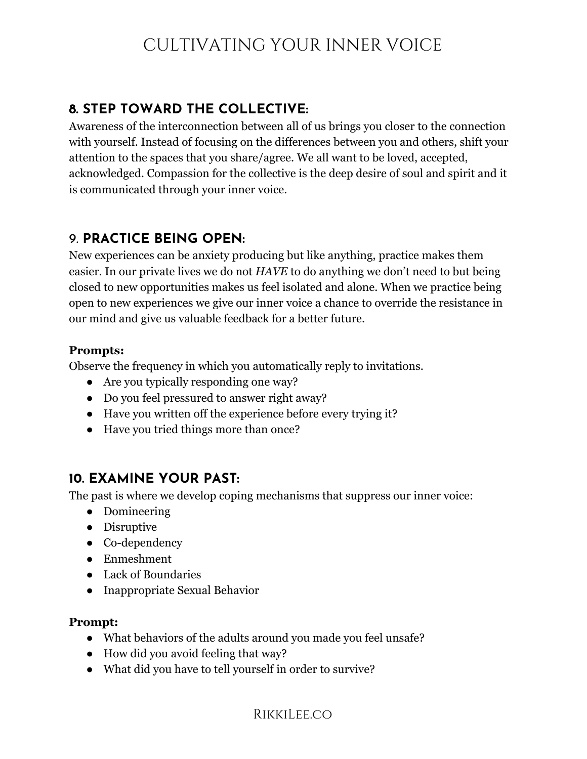## 8. STEP TOWARD THE COLLECTIVE:

Awareness of the interconnection between all of us brings you closer to the connection with yourself. Instead of focusing on the differences between you and others, shift your attention to the spaces that you share/agree. We all want to be loved, accepted, acknowledged. Compassion for the collective is the deep desire of soul and spirit and it is communicated through your inner voice.

## 9. PRACTICE BEING OPEN:

New experiences can be anxiety producing but like anything, practice makes them easier. In our private lives we do not *HAVE* to do anything we don't need to but being closed to new opportunities makes us feel isolated and alone. When we practice being open to new experiences we give our inner voice a chance to override the resistance in our mind and give us valuable feedback for a better future.

**Prompts:**

Observe the frequency in which you automatically reply to invitations.

- Are you typically responding one way?
- Do you feel pressured to answer right away?
- Have you written off the experience before every trying it?
- Have you tried things more than once?

## 10. EXAMINE YOUR PAST:

The past is where we develop coping mechanisms that suppress our inner voice:

- Domineering
- Disruptive
- Co-dependency
- Enmeshment
- Lack of Boundaries
- Inappropriate Sexual Behavior

**Prompt:**

- What behaviors of the adults around you made you feel unsafe?
- How did you avoid feeling that way?
- What did you have to tell yourself in order to survive?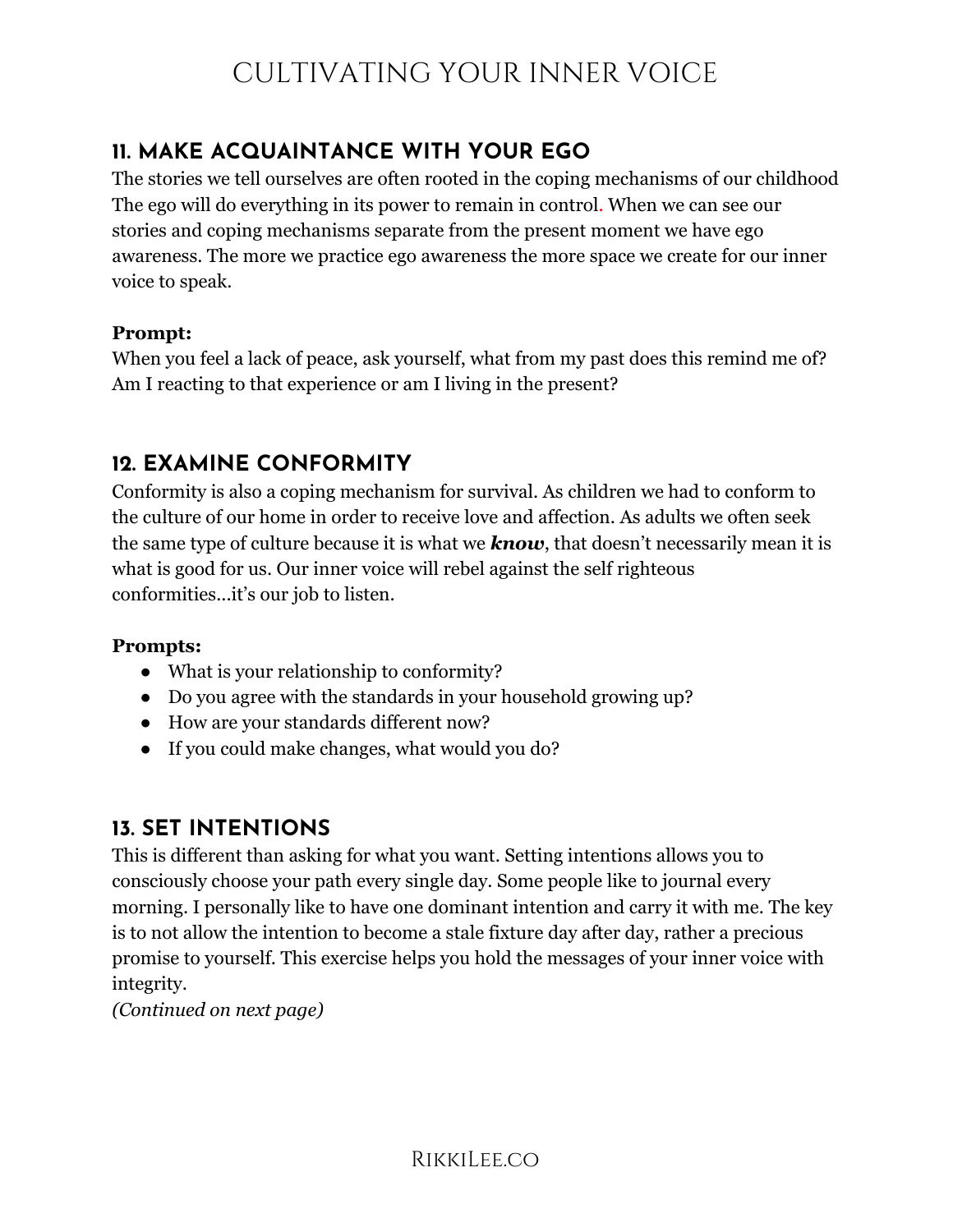# CULTIVATING YOUR INNER VOICE

## 11. MAKE ACQUAINTANCE WITH YOUR EGO

The stories we tell ourselves are often rooted in the coping mechanisms of our childhood The ego will do everything in its power to remain in control. When we can see our stories and coping mechanisms separate from the present moment we have ego awareness. The more we practice ego awareness the more space we create for our inner voice to speak.

**Prompt:**
When you feel a lack of peace, ask yourself, what from my past does this remind me of? Am I reacting to that experience or am I living in the present?

## 12. EXAMINE CONFORMITY

Conformity is also a coping mechanism for survival. As children we had to conform to the culture of our home in order to receive love and affection. As adults we often seek the same type of culture because it is what we ***know***, that doesn't necessarily mean it is what is good for us. Our inner voice will rebel against the self righteous conformities...it's our job to listen.

**Prompts:**

- What is your relationship to conformity?
- Do you agree with the standards in your household growing up?
- How are your standards different now?
- If you could make changes, what would you do?

## 13. SET INTENTIONS

This is different than asking for what you want. Setting intentions allows you to consciously choose your path every single day. Some people like to journal every morning. I personally like to have one dominant intention and carry it with me. The key is to not allow the intention to become a stale fixture day after day, rather a precious promise to yourself. This exercise helps you hold the messages of your inner voice with integrity.
*(Continued on next page)*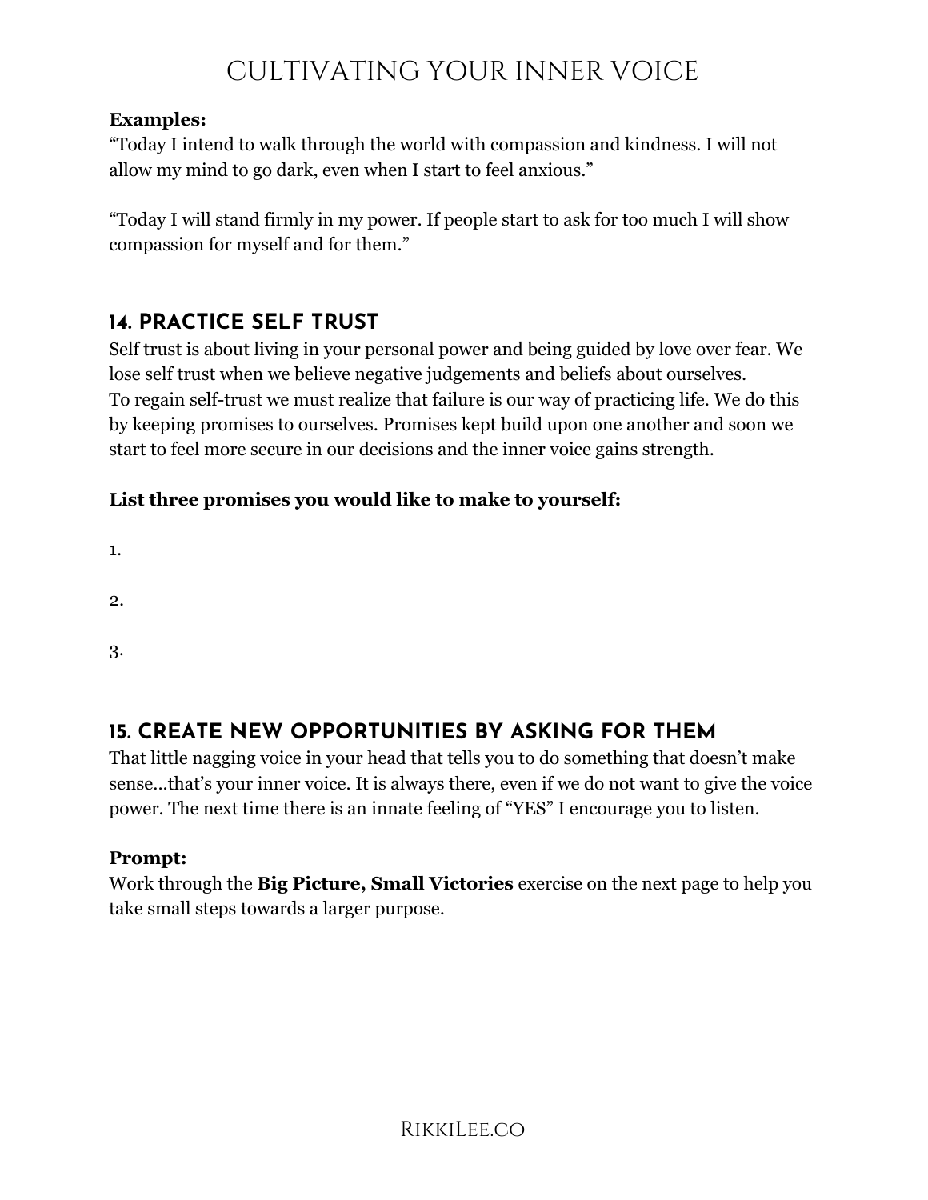**Examples:**
"Today I intend to walk through the world with compassion and kindness. I will not allow my mind to go dark, even when I start to feel anxious."

"Today I will stand firmly in my power. If people start to ask for too much I will show compassion for myself and for them."

## 14. PRACTICE SELF TRUST

Self trust is about living in your personal power and being guided by love over fear. We lose self trust when we believe negative judgements and beliefs about ourselves.
To regain self-trust we must realize that failure is our way of practicing life. We do this by keeping promises to ourselves. Promises kept build upon one another and soon we start to feel more secure in our decisions and the inner voice gains strength.

**List three promises you would like to make to yourself:**

1.

2.

3.

## 15. CREATE NEW OPPORTUNITIES BY ASKING FOR THEM

That little nagging voice in your head that tells you to do something that doesn't make sense...that's your inner voice. It is always there, even if we do not want to give the voice power. The next time there is an innate feeling of "YES" I encourage you to listen.

**Prompt:**
Work through the **Big Picture, Small Victories** exercise on the next page to help you take small steps towards a larger purpose.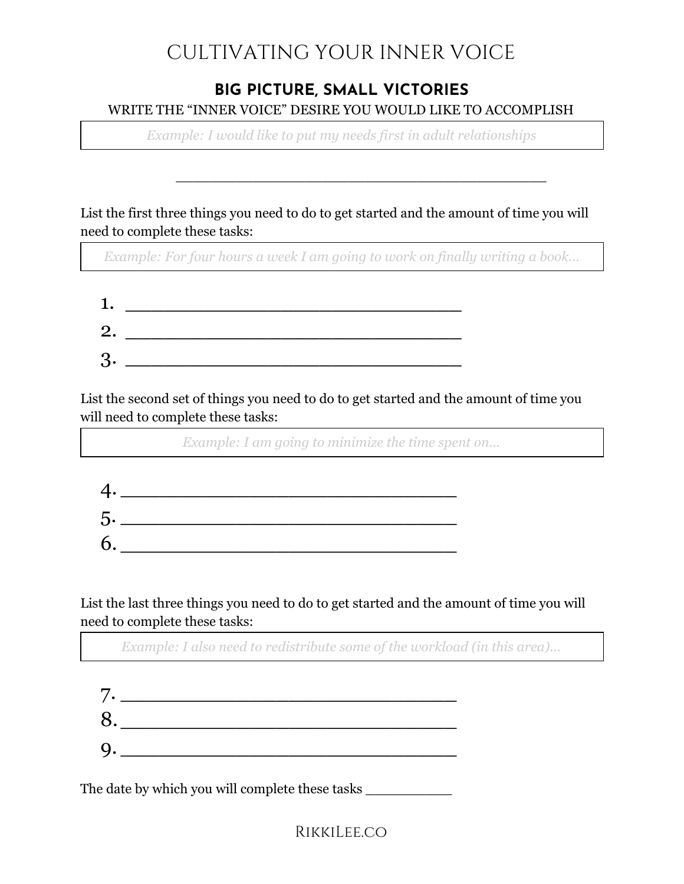# CULTIVATING YOUR INNER VOICE

## BIG PICTURE, SMALL VICTORIES

WRITE THE "INNER VOICE" DESIRE YOU WOULD LIKE TO ACCOMPLISH

*Example: I would like to put my needs first in adult relationships*

_______________________________________

List the first three things you need to do to get started and the amount of time you will need to complete these tasks:

*Example: For four hours a week I am going to work on finally writing a book...*

1. ________________________________
2. ________________________________
3. ________________________________

List the second set of things you need to do to get started and the amount of time you will need to complete these tasks:

*Example: I am going to minimize the time spent on...*

4. ________________________________
5. ________________________________
6. ________________________________

List the last three things you need to do to get started and the amount of time you will need to complete these tasks:

*Example: I also need to redistribute some of the workload (in this area)...*

7. ________________________________
8. ________________________________
9. ________________________________

The date by which you will complete these tasks ___________

RikkiLee.co